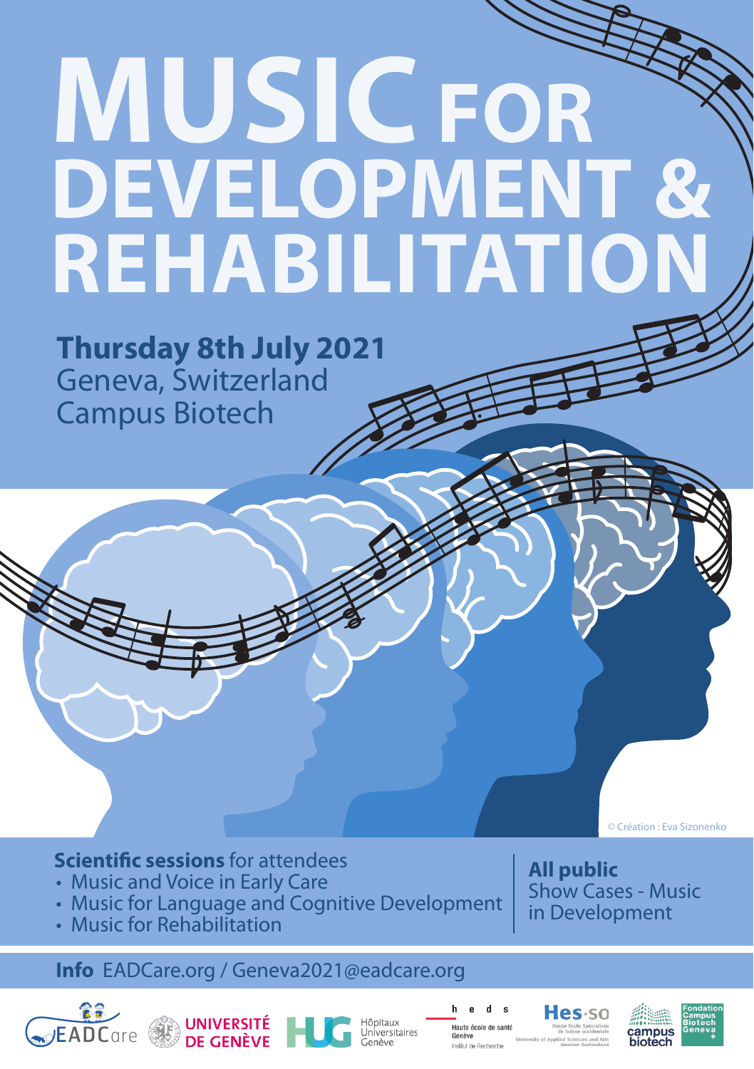# MUSIC FOR DEVELOPMENT & REHABILITATION

**Thursday 8th July 2021**
Geneva, Switzerland
Campus Biotech

© Création : Eva Sizonenko

**Scientific sessions** for attendees

- Music and Voice in Early Care
- Music for Language and Cognitive Development
- Music for Rehabilitation

**All public**
Show Cases - Music in Development

**Info** EADCare.org / Geneva2021@eadcare.org

EADCare · UNIVERSITÉ DE GENÈVE · HUG Hôpitaux Universitaires Genève · heds Haute école de santé Genève Institut de Recherche · Hes·so Haute Ecole Spécialisée de Suisse occidentale University of Applied Sciences and Arts Western Switzerland · campus biotech · Fondation Campus Biotech Geneva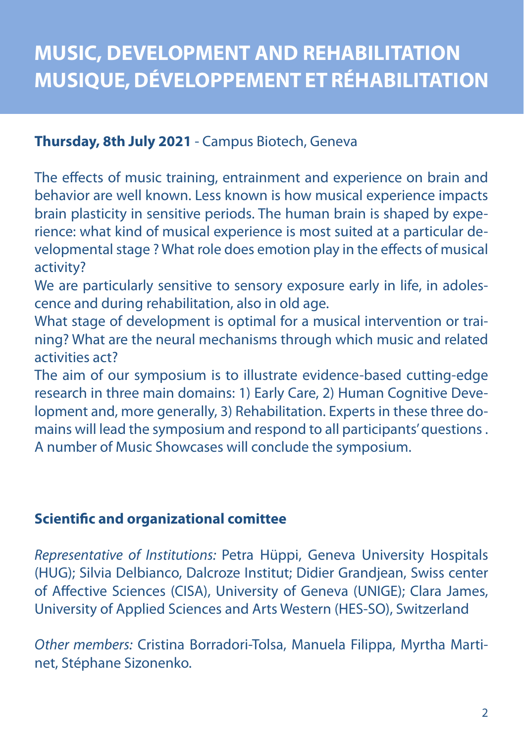# MUSIC, DEVELOPMENT AND REHABILITATION
# MUSIQUE, DÉVELOPPEMENT ET RÉHABILITATION

**Thursday, 8th July 2021** - Campus Biotech, Geneva

The effects of music training, entrainment and experience on brain and behavior are well known. Less known is how musical experience impacts brain plasticity in sensitive periods. The human brain is shaped by experience: what kind of musical experience is most suited at a particular developmental stage ? What role does emotion play in the effects of musical activity?
We are particularly sensitive to sensory exposure early in life, in adolescence and during rehabilitation, also in old age.
What stage of development is optimal for a musical intervention or training? What are the neural mechanisms through which music and related activities act?
The aim of our symposium is to illustrate evidence-based cutting-edge research in three main domains: 1) Early Care, 2) Human Cognitive Development and, more generally, 3) Rehabilitation. Experts in these three domains will lead the symposium and respond to all participants' questions .
A number of Music Showcases will conclude the symposium.

### Scientific and organizational comittee

*Representative of Institutions:* Petra Hüppi, Geneva University Hospitals (HUG); Silvia Delbianco, Dalcroze Institut; Didier Grandjean, Swiss center of Affective Sciences (CISA), University of Geneva (UNIGE); Clara James, University of Applied Sciences and Arts Western (HES-SO), Switzerland

*Other members:* Cristina Borradori-Tolsa, Manuela Filippa, Myrtha Martinet, Stéphane Sizonenko.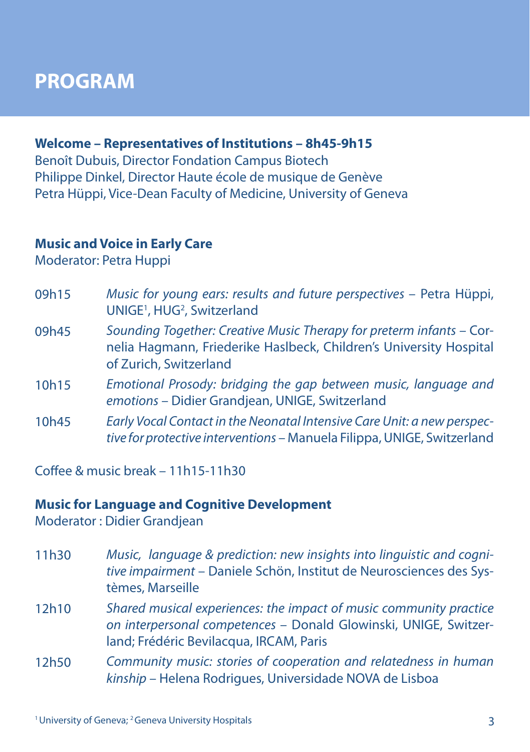# PROGRAM

**Welcome – Representatives of Institutions – 8h45-9h15**
Benoît Dubuis, Director Fondation Campus Biotech
Philippe Dinkel, Director Haute école de musique de Genève
Petra Hüppi, Vice-Dean Faculty of Medicine, University of Geneva

**Music and Voice in Early Care**
Moderator: Petra Huppi

09h15 *Music for young ears: results and future perspectives* – Petra Hüppi, UNIGE[1], HUG[2], Switzerland

09h45 *Sounding Together: Creative Music Therapy for preterm infants* – Cornelia Hagmann, Friederike Haslbeck, Children's University Hospital of Zurich, Switzerland

10h15 *Emotional Prosody: bridging the gap between music, language and emotions* – Didier Grandjean, UNIGE, Switzerland

10h45 *Early Vocal Contact in the Neonatal Intensive Care Unit: a new perspective for protective interventions* – Manuela Filippa, UNIGE, Switzerland

Coffee & music break – 11h15-11h30

**Music for Language and Cognitive Development**
Moderator : Didier Grandjean

11h30 *Music, language & prediction: new insights into linguistic and cognitive impairment* – Daniele Schön, Institut de Neurosciences des Systèmes, Marseille

12h10 *Shared musical experiences: the impact of music community practice on interpersonal competences* – Donald Glowinski, UNIGE, Switzerland; Frédéric Bevilacqua, IRCAM, Paris

12h50 *Community music: stories of cooperation and relatedness in human kinship* – Helena Rodrigues, Universidade NOVA de Lisboa

[1] University of Geneva; [2] Geneva University Hospitals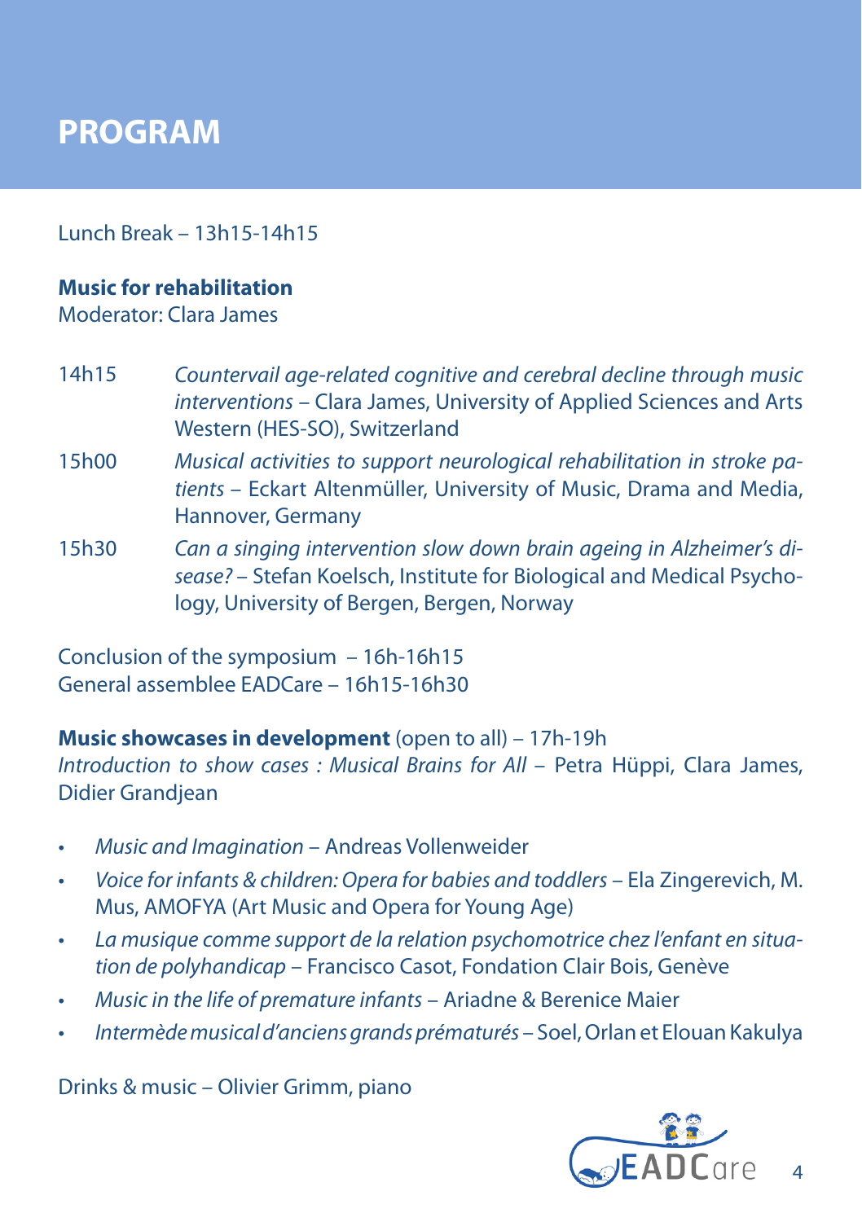# PROGRAM

Lunch Break – 13h15-14h15

**Music for rehabilitation**
Moderator: Clara James

| | |
|---|---|
| 14h15 | *Countervail age-related cognitive and cerebral decline through music interventions* – Clara James, University of Applied Sciences and Arts Western (HES-SO), Switzerland |
| 15h00 | *Musical activities to support neurological rehabilitation in stroke patients* – Eckart Altenmüller, University of Music, Drama and Media, Hannover, Germany |
| 15h30 | *Can a singing intervention slow down brain ageing in Alzheimer's disease?* – Stefan Koelsch, Institute for Biological and Medical Psychology, University of Bergen, Bergen, Norway |

Conclusion of the symposium – 16h-16h15
General assemblee EADCare – 16h15-16h30

**Music showcases in development** (open to all) – 17h-19h
*Introduction to show cases : Musical Brains for All* – Petra Hüppi, Clara James, Didier Grandjean

- *Music and Imagination* – Andreas Vollenweider
- *Voice for infants & children: Opera for babies and toddlers* – Ela Zingerevich, M. Mus, AMOFYA (Art Music and Opera for Young Age)
- *La musique comme support de la relation psychomotrice chez l'enfant en situation de polyhandicap* – Francisco Casot, Fondation Clair Bois, Genève
- *Music in the life of premature infants* – Ariadne & Berenice Maier
- *Intermède musical d'anciens grands prématurés* – Soel, Orlan et Elouan Kakulya

Drinks & music – Olivier Grimm, piano

EADCare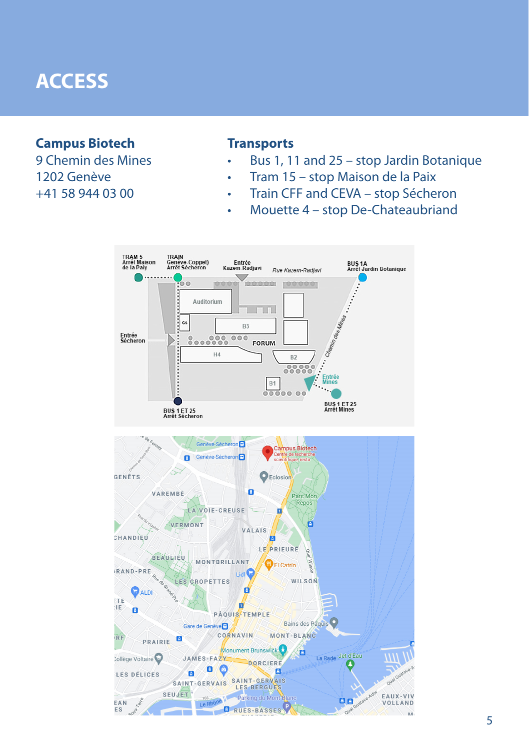# ACCESS

## Campus Biotech

9 Chemin des Mines
1202 Genève
+41 58 944 03 00

## Transports

- Bus 1, 11 and 25 – stop Jardin Botanique
- Tram 15 – stop Maison de la Paix
- Train CFF and CEVA – stop Sécheron
- Mouette 4 – stop De-Chateaubriand

TRAM 5
Arrêt Maison de la Paix

TRAIN
Genève-Coppet)
Arrêt Sécheron

Entrée
Kazem-Radjavi

Rue Kazem-Radjavi

BUS 1A
Arrêt Jardin Botanique

Auditorium

B3

Entrée
Sécheron

FORUM

H4

B2

Chemin des Mines

Entrée
Mines

B1

BUS 1 ET 25
Arrêt Sécheron

BUS 1 ET 25
Arrêt Mines